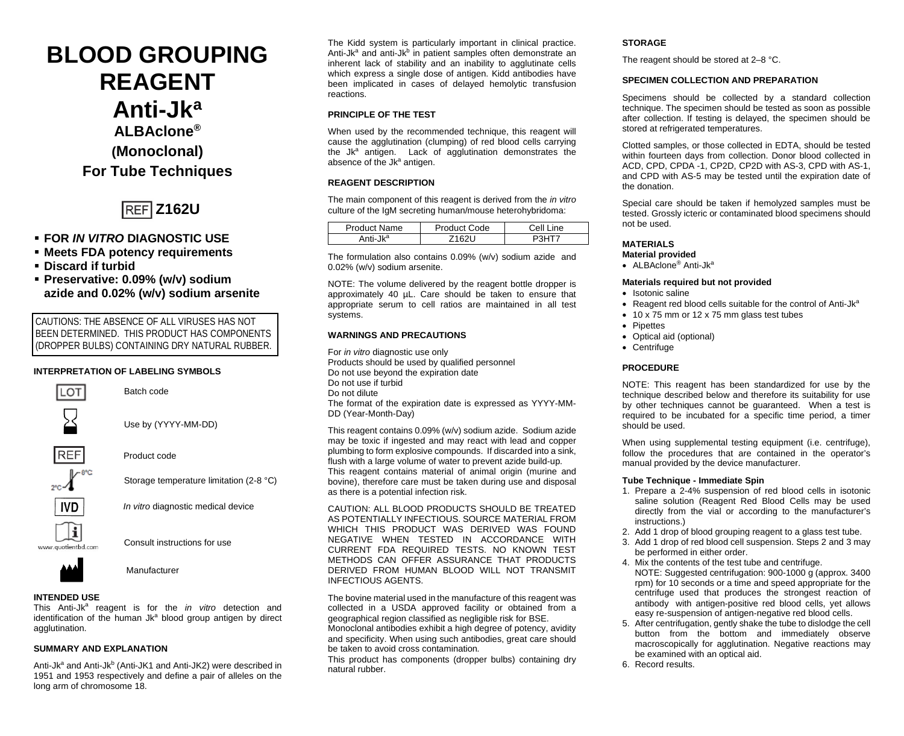# BLOOD GROUPING REAGENT

# Anti-Jk$^a$

## ALBAclone®

## (Monoclonal)

## For Tube Techniques

REF **Z162U**

- **FOR *IN VITRO* DIAGNOSTIC USE**
- **Meets FDA potency requirements**
- **Discard if turbid**
- **Preservative: 0.09% (w/v) sodium azide and 0.02% (w/v) sodium arsenite**

CAUTIONS: THE ABSENCE OF ALL VIRUSES HAS NOT BEEN DETERMINED. THIS PRODUCT HAS COMPONENTS (DROPPER BULBS) CONTAINING DRY NATURAL RUBBER.

### INTERPRETATION OF LABELING SYMBOLS

| Symbol | Meaning |
|---|---|
| LOT | Batch code |
| Hourglass | Use by (YYYY-MM-DD) |
| REF | Product code |
| 2°C–8°C | Storage temperature limitation (2-8 °C) |
| IVD | *In vitro* diagnostic medical device |
| i (www.quotientbd.com) | Consult instructions for use |
| Factory | Manufacturer |

### INTENDED USE

This Anti-Jk$^a$ reagent is for the *in vitro* detection and identification of the human Jk$^a$ blood group antigen by direct agglutination.

### SUMMARY AND EXPLANATION

Anti-Jk$^a$ and Anti-Jk$^b$ (Anti-JK1 and Anti-JK2) were described in 1951 and 1953 respectively and define a pair of alleles on the long arm of chromosome 18.

The Kidd system is particularly important in clinical practice. Anti-Jk$^a$ and anti-Jk$^b$ in patient samples often demonstrate an inherent lack of stability and an inability to agglutinate cells which express a single dose of antigen. Kidd antibodies have been implicated in cases of delayed hemolytic transfusion reactions.

### PRINCIPLE OF THE TEST

When used by the recommended technique, this reagent will cause the agglutination (clumping) of red blood cells carrying the Jk$^a$ antigen. Lack of agglutination demonstrates the absence of the Jk$^a$ antigen.

### REAGENT DESCRIPTION

The main component of this reagent is derived from the *in vitro* culture of the IgM secreting human/mouse heterohybridoma:

| Product Name | Product Code | Cell Line |
|---|---|---|
| Anti-Jk$^a$ | Z162U | P3HT7 |

The formulation also contains 0.09% (w/v) sodium azide and 0.02% (w/v) sodium arsenite.

NOTE: The volume delivered by the reagent bottle dropper is approximately 40 µL. Care should be taken to ensure that appropriate serum to cell ratios are maintained in all test systems.

### WARNINGS AND PRECAUTIONS

For *in vitro* diagnostic use only
Products should be used by qualified personnel
Do not use beyond the expiration date
Do not use if turbid
Do not dilute
The format of the expiration date is expressed as YYYY-MM-DD (Year-Month-Day)

This reagent contains 0.09% (w/v) sodium azide. Sodium azide may be toxic if ingested and may react with lead and copper plumbing to form explosive compounds. If discarded into a sink, flush with a large volume of water to prevent azide build-up.
This reagent contains material of animal origin (murine and bovine), therefore care must be taken during use and disposal as there is a potential infection risk.

CAUTION: ALL BLOOD PRODUCTS SHOULD BE TREATED AS POTENTIALLY INFECTIOUS. SOURCE MATERIAL FROM WHICH THIS PRODUCT WAS DERIVED WAS FOUND NEGATIVE WHEN TESTED IN ACCORDANCE WITH CURRENT FDA REQUIRED TESTS. NO KNOWN TEST METHODS CAN OFFER ASSURANCE THAT PRODUCTS DERIVED FROM HUMAN BLOOD WILL NOT TRANSMIT INFECTIOUS AGENTS.

The bovine material used in the manufacture of this reagent was collected in a USDA approved facility or obtained from a geographical region classified as negligible risk for BSE.
Monoclonal antibodies exhibit a high degree of potency, avidity and specificity. When using such antibodies, great care should be taken to avoid cross contamination.
This product has components (dropper bulbs) containing dry natural rubber.

### STORAGE

The reagent should be stored at 2–8 °C.

### SPECIMEN COLLECTION AND PREPARATION

Specimens should be collected by a standard collection technique. The specimen should be tested as soon as possible after collection. If testing is delayed, the specimen should be stored at refrigerated temperatures.

Clotted samples, or those collected in EDTA, should be tested within fourteen days from collection. Donor blood collected in ACD, CPD, CPDA -1, CP2D, CP2D with AS-3, CPD with AS-1, and CPD with AS-5 may be tested until the expiration date of the donation.

Special care should be taken if hemolyzed samples must be tested. Grossly icteric or contaminated blood specimens should not be used.

### MATERIALS

**Material provided**

- ALBAclone® Anti-Jk$^a$

**Materials required but not provided**

- Isotonic saline
- Reagent red blood cells suitable for the control of Anti-Jk$^a$
- 10 x 75 mm or 12 x 75 mm glass test tubes
- Pipettes
- Optical aid (optional)
- Centrifuge

### PROCEDURE

NOTE: This reagent has been standardized for use by the technique described below and therefore its suitability for use by other techniques cannot be guaranteed. When a test is required to be incubated for a specific time period, a timer should be used.

When using supplemental testing equipment (i.e. centrifuge), follow the procedures that are contained in the operator's manual provided by the device manufacturer.

**Tube Technique - Immediate Spin**

1. Prepare a 2-4% suspension of red blood cells in isotonic saline solution (Reagent Red Blood Cells may be used directly from the vial or according to the manufacturer's instructions.)
2. Add 1 drop of blood grouping reagent to a glass test tube.
3. Add 1 drop of red blood cell suspension. Steps 2 and 3 may be performed in either order.
4. Mix the contents of the test tube and centrifuge.
   NOTE: Suggested centrifugation: 900-1000 g (approx. 3400 rpm) for 10 seconds or a time and speed appropriate for the centrifuge used that produces the strongest reaction of antibody with antigen-positive red blood cells, yet allows easy re-suspension of antigen-negative red blood cells.
5. After centrifugation, gently shake the tube to dislodge the cell button from the bottom and immediately observe macroscopically for agglutination. Negative reactions may be examined with an optical aid.
6. Record results.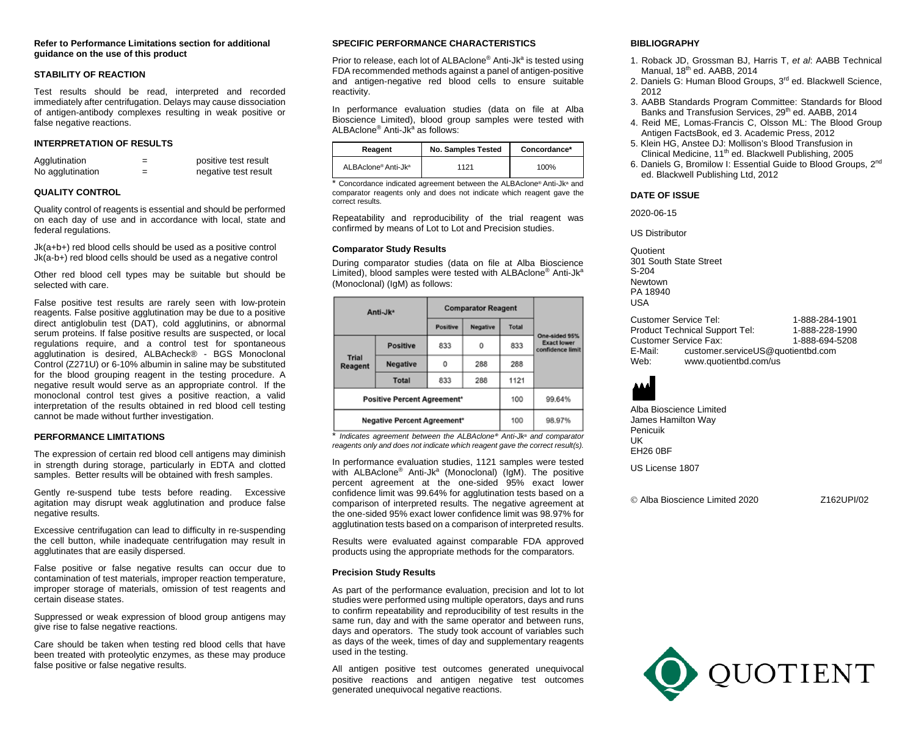**Refer to Performance Limitations section for additional guidance on the use of this product**

### STABILITY OF REACTION

Test results should be read, interpreted and recorded immediately after centrifugation. Delays may cause dissociation of antigen-antibody complexes resulting in weak positive or false negative reactions.

### INTERPRETATION OF RESULTS

| | | |
|---|---|---|
| Agglutination | = | positive test result |
| No agglutination | = | negative test result |

### QUALITY CONTROL

Quality control of reagents is essential and should be performed on each day of use and in accordance with local, state and federal regulations.

Jk(a+b+) red blood cells should be used as a positive control
Jk(a-b+) red blood cells should be used as a negative control

Other red blood cell types may be suitable but should be selected with care.

False positive test results are rarely seen with low-protein reagents. False positive agglutination may be due to a positive direct antiglobulin test (DAT), cold agglutinins, or abnormal serum proteins. If false positive results are suspected, or local regulations require, and a control test for spontaneous agglutination is desired, ALBAcheck® - BGS Monoclonal Control (Z271U) or 6-10% albumin in saline may be substituted for the blood grouping reagent in the testing procedure. A negative result would serve as an appropriate control. If the monoclonal control test gives a positive reaction, a valid interpretation of the results obtained in red blood cell testing cannot be made without further investigation.

### PERFORMANCE LIMITATIONS

The expression of certain red blood cell antigens may diminish in strength during storage, particularly in EDTA and clotted samples. Better results will be obtained with fresh samples.

Gently re-suspend tube tests before reading. Excessive agitation may disrupt weak agglutination and produce false negative results.

Excessive centrifugation can lead to difficulty in re-suspending the cell button, while inadequate centrifugation may result in agglutinates that are easily dispersed.

False positive or false negative results can occur due to contamination of test materials, improper reaction temperature, improper storage of materials, omission of test reagents and certain disease states.

Suppressed or weak expression of blood group antigens may give rise to false negative reactions.

Care should be taken when testing red blood cells that have been treated with proteolytic enzymes, as these may produce false positive or false negative results.

### SPECIFIC PERFORMANCE CHARACTERISTICS

Prior to release, each lot of ALBAclone® Anti-Jk$^a$ is tested using FDA recommended methods against a panel of antigen-positive and antigen-negative red blood cells to ensure suitable reactivity.

In performance evaluation studies (data on file at Alba Bioscience Limited), blood group samples were tested with ALBAclone® Anti-Jk$^a$ as follows:

| Reagent | No. Samples Tested | Concordance* |
|---|---|---|
| ALBAclone® Anti-Jk$^a$ | 1121 | 100% |

\* Concordance indicated agreement between the ALBAclone® Anti-Jk$^a$ and comparator reagents only and does not indicate which reagent gave the correct results.

Repeatability and reproducibility of the trial reagent was confirmed by means of Lot to Lot and Precision studies.

#### Comparator Study Results

During comparator studies (data on file at Alba Bioscience Limited), blood samples were tested with ALBAclone® Anti-Jk$^a$ (Monoclonal) (IgM) as follows:

| Anti-Jk$^a$ | | Comparator Reagent | | | One-sided 95% Exact lower confidence limit |
|---|---|---|---|---|---|
| | | Positive | Negative | Total | |
| Trial Reagent | Positive | 833 | 0 | 833 | |
| | Negative | 0 | 288 | 288 | |
| | Total | 833 | 288 | 1121 | |
| Positive Percent Agreement* | | | | 100 | 99.64% |
| Negative Percent Agreement* | | | | 100 | 98.97% |

*\* Indicates agreement between the ALBAclone® Anti-Jk$^a$ and comparator reagents only and does not indicate which reagent gave the correct result(s).*

In performance evaluation studies, 1121 samples were tested with ALBAclone® Anti-Jk$^a$ (Monoclonal) (IgM). The positive percent agreement at the one-sided 95% exact lower confidence limit was 99.64% for agglutination tests based on a comparison of interpreted results. The negative agreement at the one-sided 95% exact lower confidence limit was 98.97% for agglutination tests based on a comparison of interpreted results.

Results were evaluated against comparable FDA approved products using the appropriate methods for the comparators.

#### Precision Study Results

As part of the performance evaluation, precision and lot to lot studies were performed using multiple operators, days and runs to confirm repeatability and reproducibility of test results in the same run, day and with the same operator and between runs, days and operators. The study took account of variables such as days of the week, times of day and supplementary reagents used in the testing.

All antigen positive test outcomes generated unequivocal positive reactions and antigen negative test outcomes generated unequivocal negative reactions.

### BIBLIOGRAPHY

1. Roback JD, Grossman BJ, Harris T, *et al*: AABB Technical Manual, 18th ed. AABB, 2014
2. Daniels G: Human Blood Groups, 3rd ed. Blackwell Science, 2012
3. AABB Standards Program Committee: Standards for Blood Banks and Transfusion Services, 29th ed. AABB, 2014
4. Reid ME, Lomas-Francis C, Olsson ML: The Blood Group Antigen FactsBook, ed 3. Academic Press, 2012
5. Klein HG, Anstee DJ: Mollison's Blood Transfusion in Clinical Medicine, 11th ed. Blackwell Publishing, 2005
6. Daniels G, Bromilow I: Essential Guide to Blood Groups, 2nd ed. Blackwell Publishing Ltd, 2012

### DATE OF ISSUE

2020-06-15

US Distributor

Quotient
301 South State Street
S-204
Newtown
PA 18940
USA

| | |
|---|---|
| Customer Service Tel: | 1-888-284-1901 |
| Product Technical Support Tel: | 1-888-228-1990 |
| Customer Service Fax: | 1-888-694-5208 |
| E-Mail: | customer.serviceUS@quotientbd.com |
| Web: | www.quotientbd.com/us |

Alba Bioscience Limited
James Hamilton Way
Penicuik
UK
EH26 0BF

US License 1807

© Alba Bioscience Limited 2020 Z162UPI/02

QUOTIENT